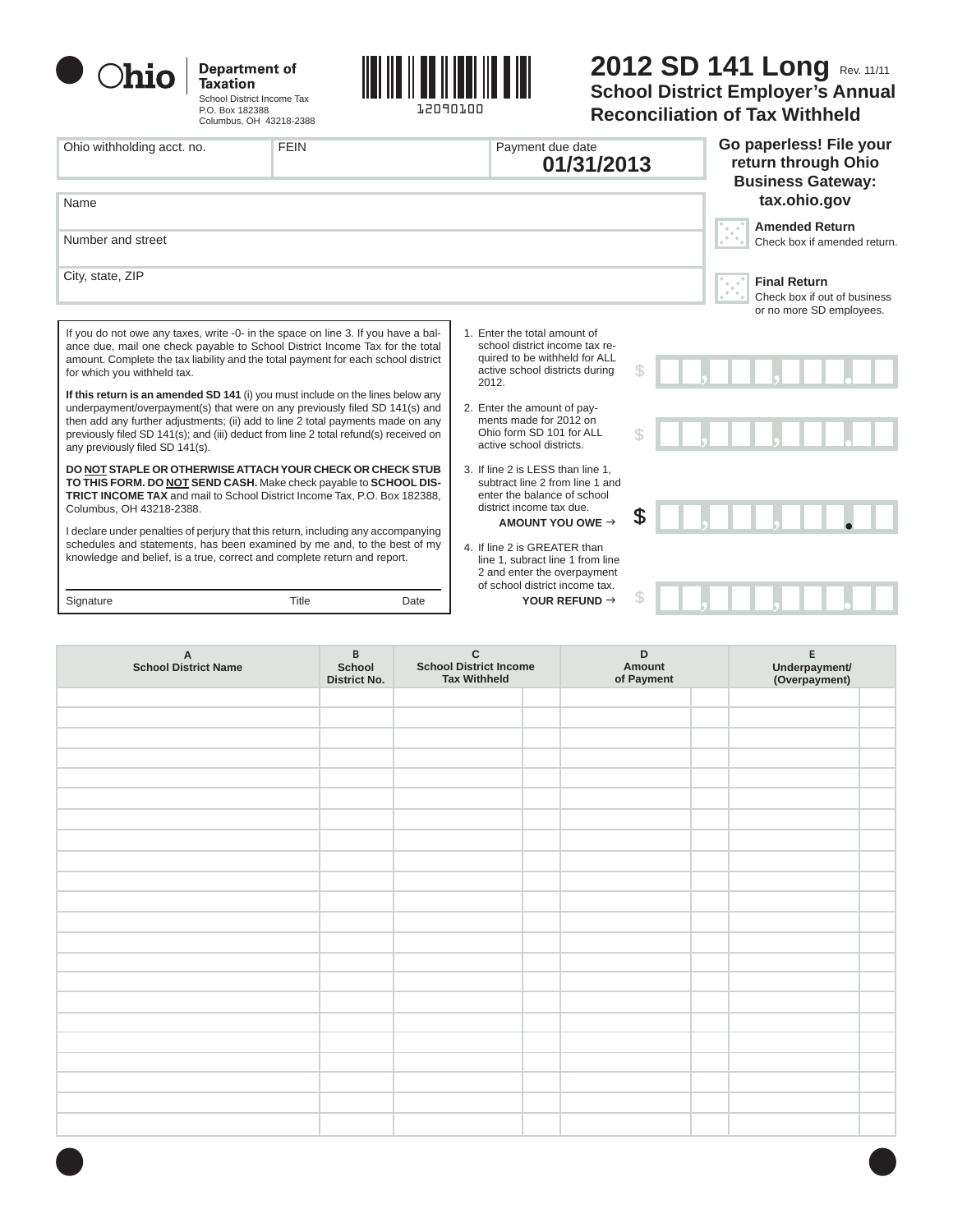Ohio Department of Taxation
School District Income Tax
P.O. Box 182388
Columbus, OH 43218-2388

12090100

# 2012 SD 141 Long

Rev. 11/11

## School District Employer's Annual Reconciliation of Tax Withheld

| Ohio withholding acct. no. | FEIN | Payment due date **01/31/2013** |
|---|---|---|

**Go paperless! File your return through Ohio Business Gateway: tax.ohio.gov**

Name

Number and street

City, state, ZIP

**Amended Return** Check box if amended return.

**Final Return** Check box if out of business or no more SD employees.

If you do not owe any taxes, write -0- in the space on line 3. If you have a balance due, mail one check payable to School District Income Tax for the total amount. Complete the tax liability and the total payment for each school district for which you withheld tax.

**If this return is an amended SD 141** (i) you must include on the lines below any underpayment/overpayment(s) that were on any previously filed SD 141(s) and then add any further adjustments; (ii) add to line 2 total payments made on any previously filed SD 141(s); and (iii) deduct from line 2 total refund(s) received on any previously filed SD 141(s).

**DO NOT STAPLE OR OTHERWISE ATTACH YOUR CHECK OR CHECK STUB TO THIS FORM. DO NOT SEND CASH.** Make check payable to **SCHOOL DISTRICT INCOME TAX** and mail to School District Income Tax, P.O. Box 182388, Columbus, OH 43218-2388.

I declare under penalties of perjury that this return, including any accompanying schedules and statements, has been examined by me and, to the best of my knowledge and belief, is a true, correct and complete return and report.

Signature Title Date

1. Enter the total amount of school district income tax required to be withheld for ALL active school districts during 2012. $ ,   ,   .
2. Enter the amount of payments made for 2012 on Ohio form SD 101 for ALL active school districts. $ ,   ,   .
3. If line 2 is LESS than line 1, subtract line 2 from line 1 and enter the balance of school district income tax due. **AMOUNT YOU OWE →** $ ,   ,   .
4. If line 2 is GREATER than line 1, subtract line 1 from line 2 and enter the overpayment of school district income tax. **YOUR REFUND →** $ ,   ,   .

| A School District Name | B School District No. | C School District Income Tax Withheld | | D Amount of Payment | | E Underpayment/ (Overpayment) | |
|---|---|---|---|---|---|---|---|
| | | | | | | | |
| | | | | | | | |
| | | | | | | | |
| | | | | | | | |
| | | | | | | | |
| | | | | | | | |
| | | | | | | | |
| | | | | | | | |
| | | | | | | | |
| | | | | | | | |
| | | | | | | | |
| | | | | | | | |
| | | | | | | | |
| | | | | | | | |
| | | | | | | | |
| | | | | | | | |
| | | | | | | | |
| | | | | | | | |
| | | | | | | | |
| | | | | | | | |
| | | | | | | | |
| | | | | | | | |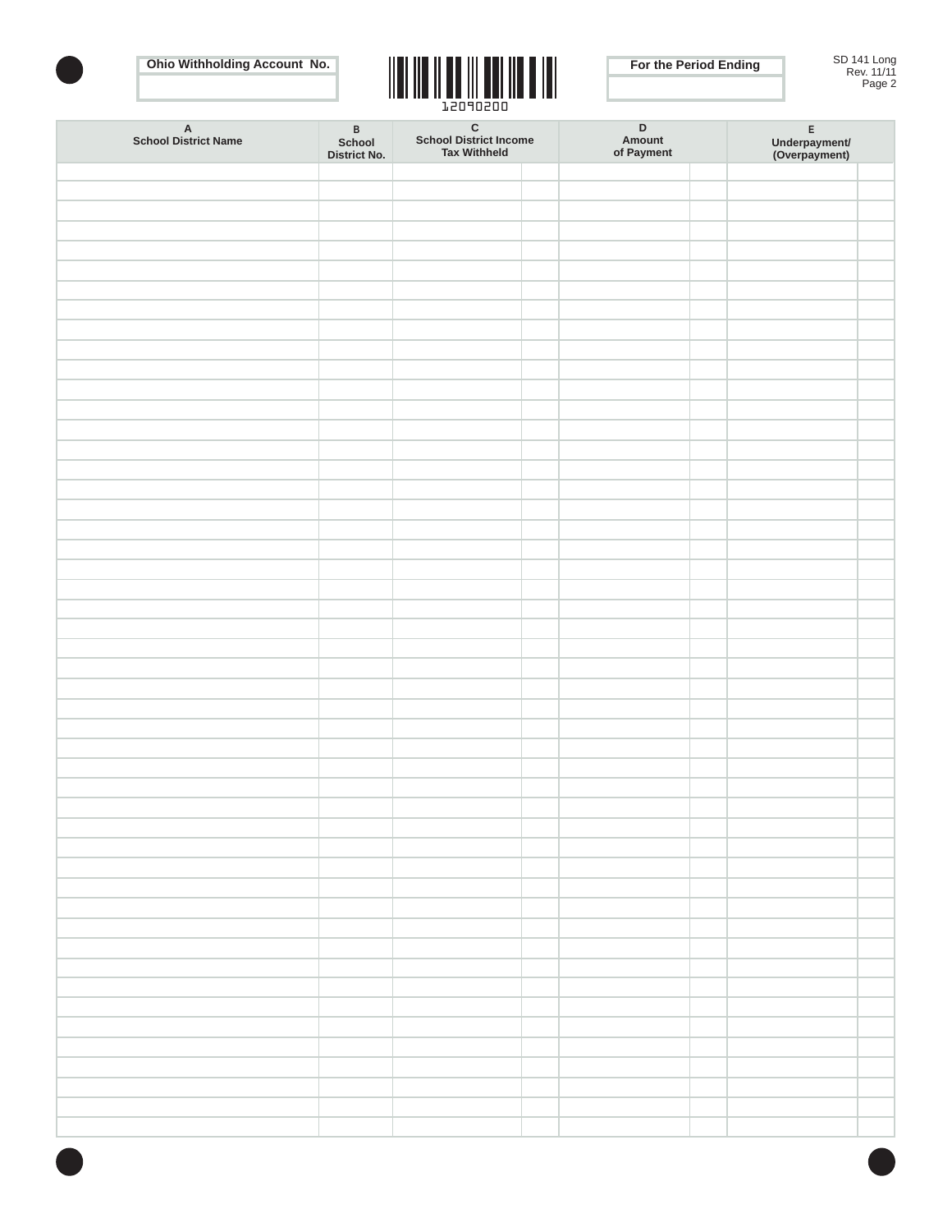| Ohio Withholding Account No. |
| --- |
| |

12090200

| For the Period Ending |
| --- |
| |

SD 141 Long
Rev. 11/11

| A School District Name | B School District No. | C School District Income Tax Withheld | | D Amount of Payment | | E Underpayment/ (Overpayment) | |
| --- | --- | --- | --- | --- | --- | --- | --- |
| | | | | | | | |
| | | | | | | | |
| | | | | | | | |
| | | | | | | | |
| | | | | | | | |
| | | | | | | | |
| | | | | | | | |
| | | | | | | | |
| | | | | | | | |
| | | | | | | | |
| | | | | | | | |
| | | | | | | | |
| | | | | | | | |
| | | | | | | | |
| | | | | | | | |
| | | | | | | | |
| | | | | | | | |
| | | | | | | | |
| | | | | | | | |
| | | | | | | | |
| | | | | | | | |
| | | | | | | | |
| | | | | | | | |
| | | | | | | | |
| | | | | | | | |
| | | | | | | | |
| | | | | | | | |
| | | | | | | | |
| | | | | | | | |
| | | | | | | | |
| | | | | | | | |
| | | | | | | | |
| | | | | | | | |
| | | | | | | | |
| | | | | | | | |
| | | | | | | | |
| | | | | | | | |
| | | | | | | | |
| | | | | | | | |
| | | | | | | | |
| | | | | | | | |
| | | | | | | | |
| | | | | | | | |
| | | | | | | | |
| | | | | | | | |
| | | | | | | | |
| | | | | | | | |
| | | | | | | | |
| | | | | | | | |